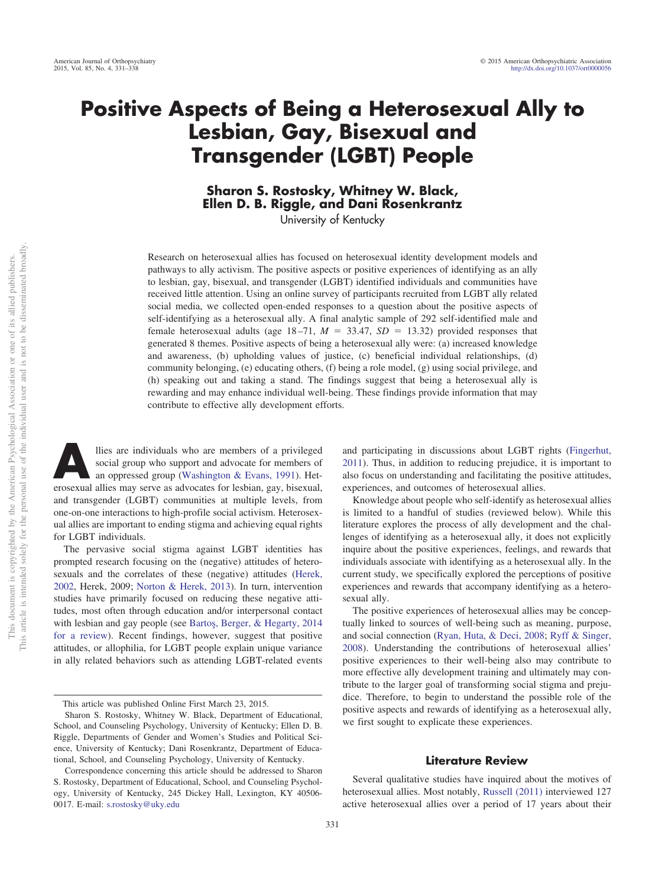# Positive Aspects of Being a Heterosexual Ally to Lesbian, Gay, Bisexual and Transgender (LGBT) People

**Sharon S. Rostosky, Whitney W. Black, Ellen D. B. Riggle, and Dani Rosenkrantz**

University of Kentucky

Research on heterosexual allies has focused on heterosexual identity development models and pathways to ally activism. The positive aspects or positive experiences of identifying as an ally to lesbian, gay, bisexual, and transgender (LGBT) identified individuals and communities have received little attention. Using an online survey of participants recruited from LGBT ally related social media, we collected open-ended responses to a question about the positive aspects of self-identifying as a heterosexual ally. A final analytic sample of 292 self-identified male and female heterosexual adults (age 18–71, $M$ = 33.47, $SD$ = 13.32) provided responses that generated 8 themes. Positive aspects of being a heterosexual ally were: (a) increased knowledge and awareness, (b) upholding values of justice, (c) beneficial individual relationships, (d) community belonging, (e) educating others, (f) being a role model, (g) using social privilege, and (h) speaking out and taking a stand. The findings suggest that being a heterosexual ally is rewarding and may enhance individual well-being. These findings provide information that may contribute to effective ally development efforts.

Allies are individuals who are members of a privileged social group who support and advocate for members of an oppressed group (Washington & Evans, 1991). Heterosexual allies may serve as advocates for lesbian, gay, bisexual, and transgender (LGBT) communities at multiple levels, from one-on-one interactions to high-profile social activism. Heterosexual allies are important to ending stigma and achieving equal rights for LGBT individuals.

The pervasive social stigma against LGBT identities has prompted research focusing on the (negative) attitudes of heterosexuals and the correlates of these (negative) attitudes (Herek, 2002, Herek, 2009; Norton & Herek, 2013). In turn, intervention studies have primarily focused on reducing these negative attitudes, most often through education and/or interpersonal contact with lesbian and gay people (see Bartoş, Berger, & Hegarty, 2014 for a review). Recent findings, however, suggest that positive attitudes, or allophilia, for LGBT people explain unique variance in ally related behaviors such as attending LGBT-related events and participating in discussions about LGBT rights (Fingerhut, 2011). Thus, in addition to reducing prejudice, it is important to also focus on understanding and facilitating the positive attitudes, experiences, and outcomes of heterosexual allies.

Knowledge about people who self-identify as heterosexual allies is limited to a handful of studies (reviewed below). While this literature explores the process of ally development and the challenges of identifying as a heterosexual ally, it does not explicitly inquire about the positive experiences, feelings, and rewards that individuals associate with identifying as a heterosexual ally. In the current study, we specifically explored the perceptions of positive experiences and rewards that accompany identifying as a heterosexual ally.

The positive experiences of heterosexual allies may be conceptually linked to sources of well-being such as meaning, purpose, and social connection (Ryan, Huta, & Deci, 2008; Ryff & Singer, 2008). Understanding the contributions of heterosexual allies' positive experiences to their well-being also may contribute to more effective ally development training and ultimately may contribute to the larger goal of transforming social stigma and prejudice. Therefore, to begin to understand the possible role of the positive aspects and rewards of identifying as a heterosexual ally, we first sought to explicate these experiences.

## Literature Review

Several qualitative studies have inquired about the motives of heterosexual allies. Most notably, Russell (2011) interviewed 127 active heterosexual allies over a period of 17 years about their

---

This article was published Online First March 23, 2015.

Sharon S. Rostosky, Whitney W. Black, Department of Educational, School, and Counseling Psychology, University of Kentucky; Ellen D. B. Riggle, Departments of Gender and Women's Studies and Political Science, University of Kentucky; Dani Rosenkrantz, Department of Educational, School, and Counseling Psychology, University of Kentucky.

Correspondence concerning this article should be addressed to Sharon S. Rostosky, Department of Educational, School, and Counseling Psychology, University of Kentucky, 245 Dickey Hall, Lexington, KY 40506-0017. E-mail: s.rostosky@uky.edu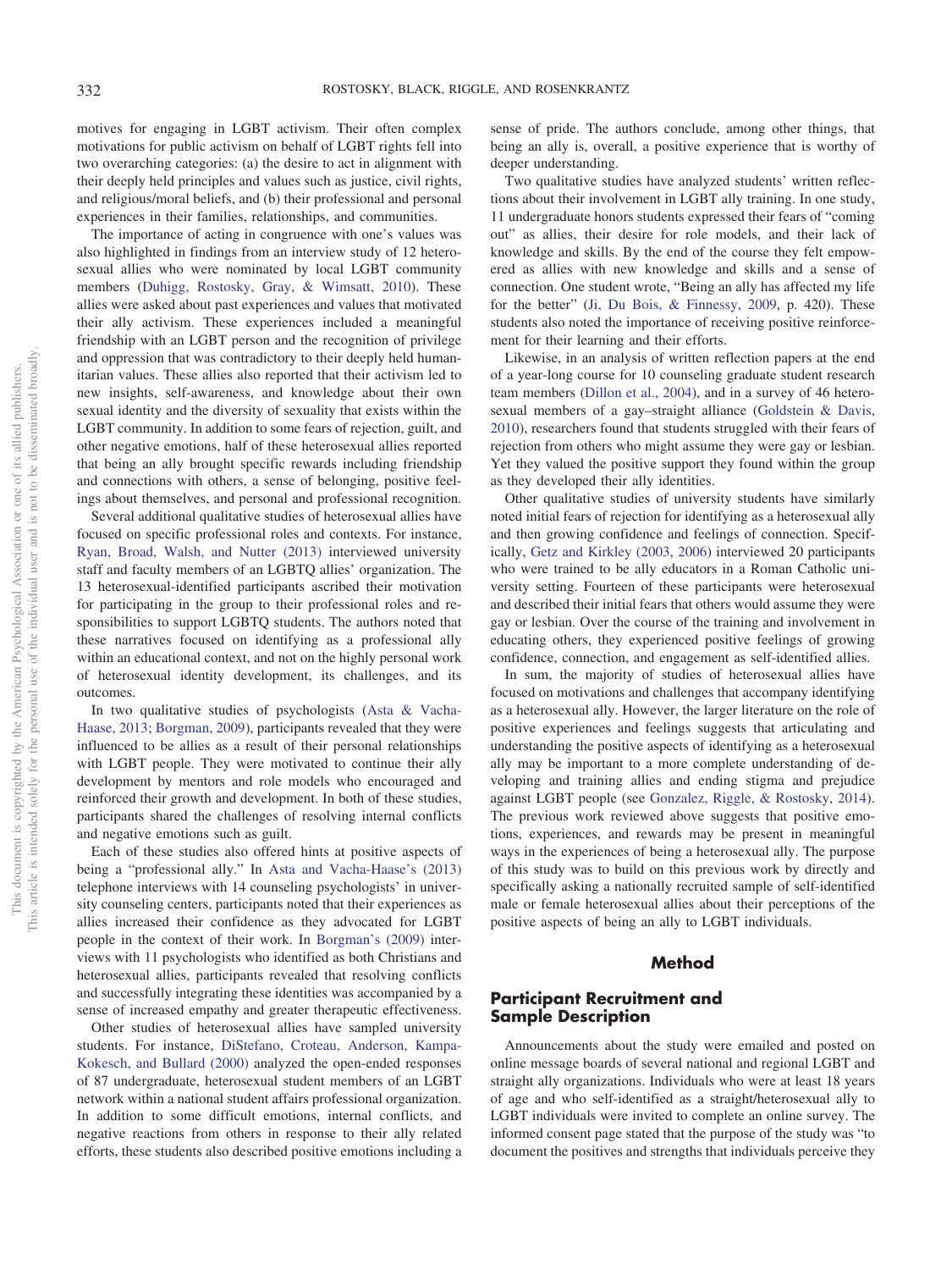motives for engaging in LGBT activism. Their often complex motivations for public activism on behalf of LGBT rights fell into two overarching categories: (a) the desire to act in alignment with their deeply held principles and values such as justice, civil rights, and religious/moral beliefs, and (b) their professional and personal experiences in their families, relationships, and communities.

The importance of acting in congruence with one's values was also highlighted in findings from an interview study of 12 heterosexual allies who were nominated by local LGBT community members (Duhigg, Rostosky, Gray, & Wimsatt, 2010). These allies were asked about past experiences and values that motivated their ally activism. These experiences included a meaningful friendship with an LGBT person and the recognition of privilege and oppression that was contradictory to their deeply held humanitarian values. These allies also reported that their activism led to new insights, self-awareness, and knowledge about their own sexual identity and the diversity of sexuality that exists within the LGBT community. In addition to some fears of rejection, guilt, and other negative emotions, half of these heterosexual allies reported that being an ally brought specific rewards including friendship and connections with others, a sense of belonging, positive feelings about themselves, and personal and professional recognition.

Several additional qualitative studies of heterosexual allies have focused on specific professional roles and contexts. For instance, Ryan, Broad, Walsh, and Nutter (2013) interviewed university staff and faculty members of an LGBTQ allies' organization. The 13 heterosexual-identified participants ascribed their motivation for participating in the group to their professional roles and responsibilities to support LGBTQ students. The authors noted that these narratives focused on identifying as a professional ally within an educational context, and not on the highly personal work of heterosexual identity development, its challenges, and its outcomes.

In two qualitative studies of psychologists (Asta & Vacha-Haase, 2013; Borgman, 2009), participants revealed that they were influenced to be allies as a result of their personal relationships with LGBT people. They were motivated to continue their ally development by mentors and role models who encouraged and reinforced their growth and development. In both of these studies, participants shared the challenges of resolving internal conflicts and negative emotions such as guilt.

Each of these studies also offered hints at positive aspects of being a "professional ally." In Asta and Vacha-Haase's (2013) telephone interviews with 14 counseling psychologists' in university counseling centers, participants noted that their experiences as allies increased their confidence as they advocated for LGBT people in the context of their work. In Borgman's (2009) interviews with 11 psychologists who identified as both Christians and heterosexual allies, participants revealed that resolving conflicts and successfully integrating these identities was accompanied by a sense of increased empathy and greater therapeutic effectiveness.

Other studies of heterosexual allies have sampled university students. For instance, DiStefano, Croteau, Anderson, Kampa-Kokesch, and Bullard (2000) analyzed the open-ended responses of 87 undergraduate, heterosexual student members of an LGBT network within a national student affairs professional organization. In addition to some difficult emotions, internal conflicts, and negative reactions from others in response to their ally related efforts, these students also described positive emotions including a sense of pride. The authors conclude, among other things, that being an ally is, overall, a positive experience that is worthy of deeper understanding.

Two qualitative studies have analyzed students' written reflections about their involvement in LGBT ally training. In one study, 11 undergraduate honors students expressed their fears of "coming out" as allies, their desire for role models, and their lack of knowledge and skills. By the end of the course they felt empowered as allies with new knowledge and skills and a sense of connection. One student wrote, "Being an ally has affected my life for the better" (Ji, Du Bois, & Finnessy, 2009, p. 420). These students also noted the importance of receiving positive reinforcement for their learning and their efforts.

Likewise, in an analysis of written reflection papers at the end of a year-long course for 10 counseling graduate student research team members (Dillon et al., 2004), and in a survey of 46 heterosexual members of a gay–straight alliance (Goldstein & Davis, 2010), researchers found that students struggled with their fears of rejection from others who might assume they were gay or lesbian. Yet they valued the positive support they found within the group as they developed their ally identities.

Other qualitative studies of university students have similarly noted initial fears of rejection for identifying as a heterosexual ally and then growing confidence and feelings of connection. Specifically, Getz and Kirkley (2003, 2006) interviewed 20 participants who were trained to be ally educators in a Roman Catholic university setting. Fourteen of these participants were heterosexual and described their initial fears that others would assume they were gay or lesbian. Over the course of the training and involvement in educating others, they experienced positive feelings of growing confidence, connection, and engagement as self-identified allies.

In sum, the majority of studies of heterosexual allies have focused on motivations and challenges that accompany identifying as a heterosexual ally. However, the larger literature on the role of positive experiences and feelings suggests that articulating and understanding the positive aspects of identifying as a heterosexual ally may be important to a more complete understanding of developing and training allies and ending stigma and prejudice against LGBT people (see Gonzalez, Riggle, & Rostosky, 2014). The previous work reviewed above suggests that positive emotions, experiences, and rewards may be present in meaningful ways in the experiences of being a heterosexual ally. The purpose of this study was to build on this previous work by directly and specifically asking a nationally recruited sample of self-identified male or female heterosexual allies about their perceptions of the positive aspects of being an ally to LGBT individuals.

## Method

### Participant Recruitment and Sample Description

Announcements about the study were emailed and posted on online message boards of several national and regional LGBT and straight ally organizations. Individuals who were at least 18 years of age and who self-identified as a straight/heterosexual ally to LGBT individuals were invited to complete an online survey. The informed consent page stated that the purpose of the study was "to document the positives and strengths that individuals perceive they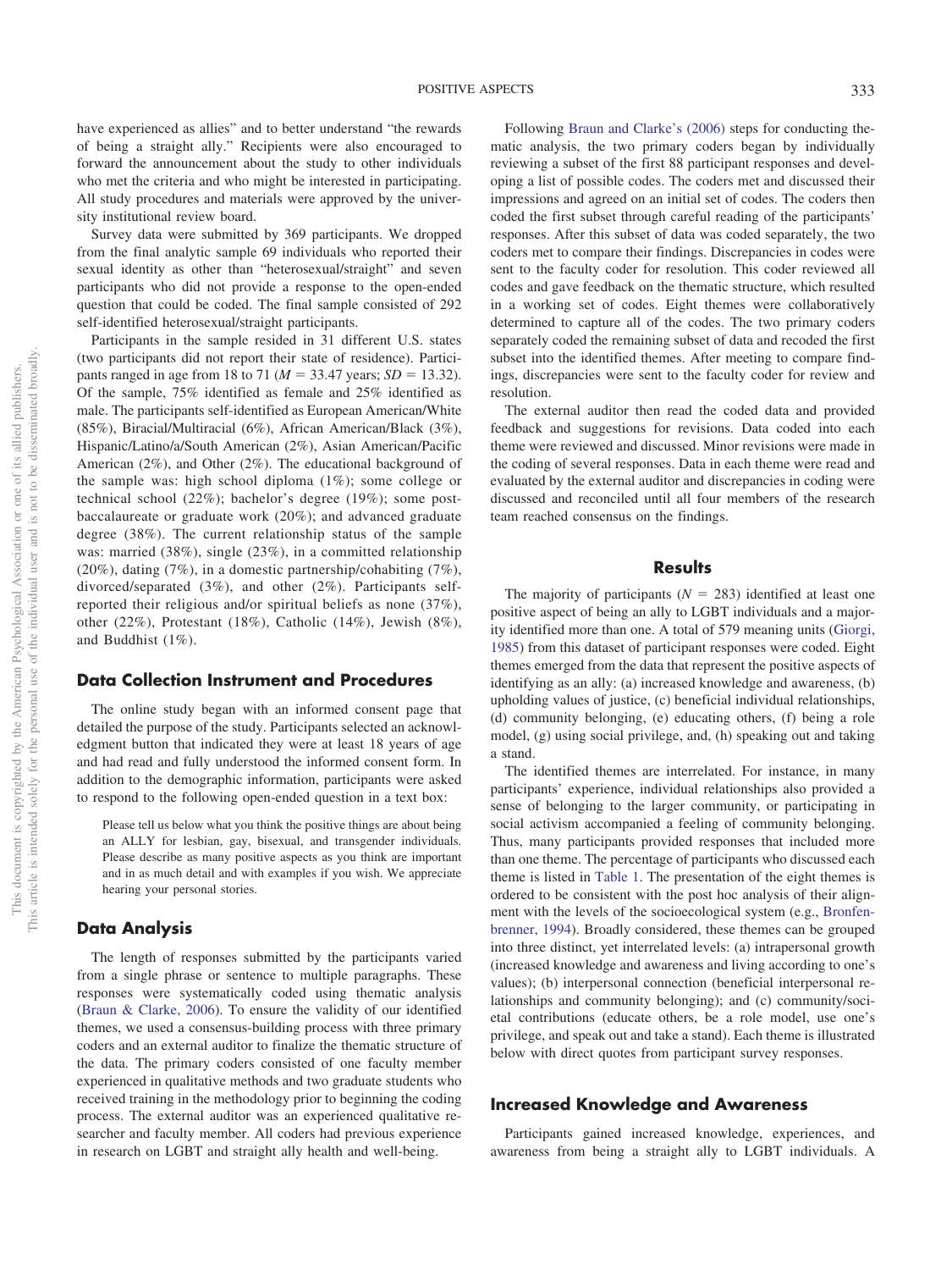have experienced as allies" and to better understand "the rewards of being a straight ally." Recipients were also encouraged to forward the announcement about the study to other individuals who met the criteria and who might be interested in participating. All study procedures and materials were approved by the university institutional review board.

Survey data were submitted by 369 participants. We dropped from the final analytic sample 69 individuals who reported their sexual identity as other than "heterosexual/straight" and seven participants who did not provide a response to the open-ended question that could be coded. The final sample consisted of 292 self-identified heterosexual/straight participants.

Participants in the sample resided in 31 different U.S. states (two participants did not report their state of residence). Participants ranged in age from 18 to 71 ($M = 33.47$ years; $SD = 13.32$). Of the sample, 75% identified as female and 25% identified as male. The participants self-identified as European American/White (85%), Biracial/Multiracial (6%), African American/Black (3%), Hispanic/Latino/a/South American (2%), Asian American/Pacific American (2%), and Other (2%). The educational background of the sample was: high school diploma (1%); some college or technical school (22%); bachelor's degree (19%); some post-baccalaureate or graduate work (20%); and advanced graduate degree (38%). The current relationship status of the sample was: married (38%), single (23%), in a committed relationship (20%), dating (7%), in a domestic partnership/cohabiting (7%), divorced/separated (3%), and other (2%). Participants self-reported their religious and/or spiritual beliefs as none (37%), other (22%), Protestant (18%), Catholic (14%), Jewish (8%), and Buddhist (1%).

## Data Collection Instrument and Procedures

The online study began with an informed consent page that detailed the purpose of the study. Participants selected an acknowledgment button that indicated they were at least 18 years of age and had read and fully understood the informed consent form. In addition to the demographic information, participants were asked to respond to the following open-ended question in a text box:

> Please tell us below what you think the positive things are about being an ALLY for lesbian, gay, bisexual, and transgender individuals. Please describe as many positive aspects as you think are important and in as much detail and with examples if you wish. We appreciate hearing your personal stories.

## Data Analysis

The length of responses submitted by the participants varied from a single phrase or sentence to multiple paragraphs. These responses were systematically coded using thematic analysis (Braun & Clarke, 2006). To ensure the validity of our identified themes, we used a consensus-building process with three primary coders and an external auditor to finalize the thematic structure of the data. The primary coders consisted of one faculty member experienced in qualitative methods and two graduate students who received training in the methodology prior to beginning the coding process. The external auditor was an experienced qualitative researcher and faculty member. All coders had previous experience in research on LGBT and straight ally health and well-being.

Following Braun and Clarke's (2006) steps for conducting thematic analysis, the two primary coders began by individually reviewing a subset of the first 88 participant responses and developing a list of possible codes. The coders met and discussed their impressions and agreed on an initial set of codes. The coders then coded the first subset through careful reading of the participants' responses. After this subset of data was coded separately, the two coders met to compare their findings. Discrepancies in codes were sent to the faculty coder for resolution. This coder reviewed all codes and gave feedback on the thematic structure, which resulted in a working set of codes. Eight themes were collaboratively determined to capture all of the codes. The two primary coders separately coded the remaining subset of data and recoded the first subset into the identified themes. After meeting to compare findings, discrepancies were sent to the faculty coder for review and resolution.

The external auditor then read the coded data and provided feedback and suggestions for revisions. Data coded into each theme were reviewed and discussed. Minor revisions were made in the coding of several responses. Data in each theme were read and evaluated by the external auditor and discrepancies in coding were discussed and reconciled until all four members of the research team reached consensus on the findings.

# Results

The majority of participants ($N = 283$) identified at least one positive aspect of being an ally to LGBT individuals and a majority identified more than one. A total of 579 meaning units (Giorgi, 1985) from this dataset of participant responses were coded. Eight themes emerged from the data that represent the positive aspects of identifying as an ally: (a) increased knowledge and awareness, (b) upholding values of justice, (c) beneficial individual relationships, (d) community belonging, (e) educating others, (f) being a role model, (g) using social privilege, and, (h) speaking out and taking a stand.

The identified themes are interrelated. For instance, in many participants' experience, individual relationships also provided a sense of belonging to the larger community, or participating in social activism accompanied a feeling of community belonging. Thus, many participants provided responses that included more than one theme. The percentage of participants who discussed each theme is listed in Table 1. The presentation of the eight themes is ordered to be consistent with the post hoc analysis of their alignment with the levels of the socioecological system (e.g., Bronfenbrenner, 1994). Broadly considered, these themes can be grouped into three distinct, yet interrelated levels: (a) intrapersonal growth (increased knowledge and awareness and living according to one's values); (b) interpersonal connection (beneficial interpersonal relationships and community belonging); and (c) community/societal contributions (educate others, be a role model, use one's privilege, and speak out and take a stand). Each theme is illustrated below with direct quotes from participant survey responses.

## Increased Knowledge and Awareness

Participants gained increased knowledge, experiences, and awareness from being a straight ally to LGBT individuals. A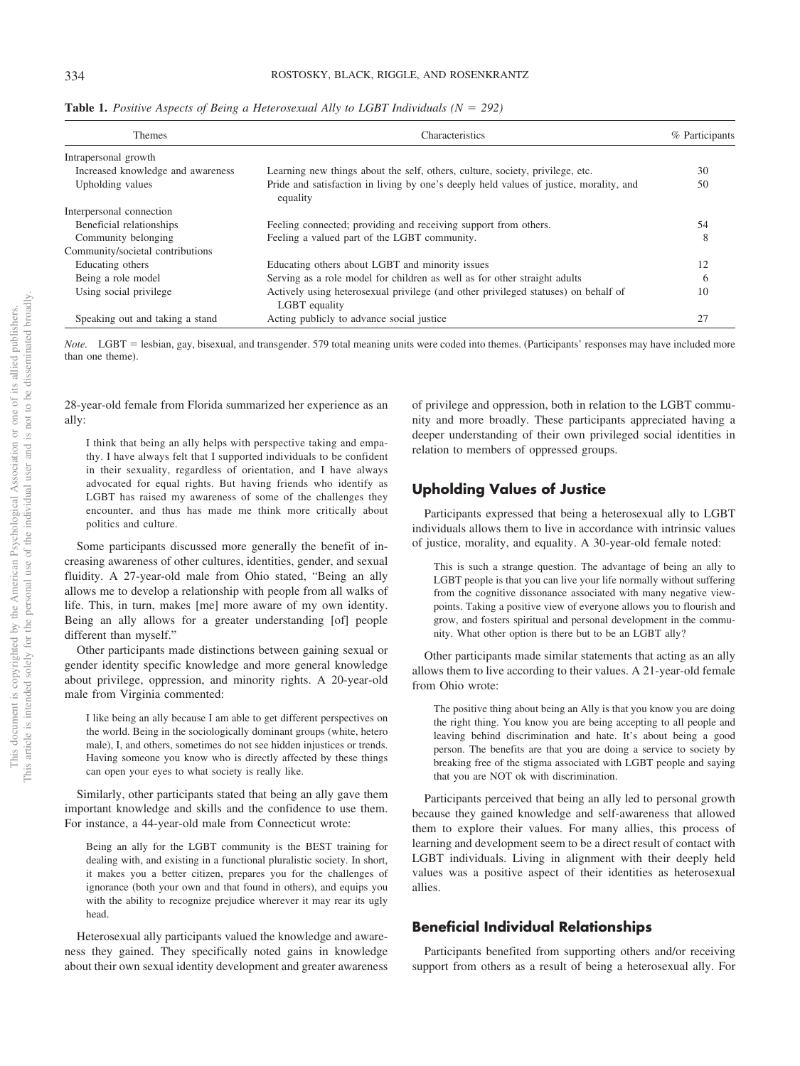**Table 1.** *Positive Aspects of Being a Heterosexual Ally to LGBT Individuals (N = 292)*

| Themes | Characteristics | % Participants |
|---|---|---|
| Intrapersonal growth | | |
| Increased knowledge and awareness | Learning new things about the self, others, culture, society, privilege, etc. | 30 |
| Upholding values | Pride and satisfaction in living by one's deeply held values of justice, morality, and equality | 50 |
| Interpersonal connection | | |
| Beneficial relationships | Feeling connected; providing and receiving support from others. | 54 |
| Community belonging | Feeling a valued part of the LGBT community. | 8 |
| Community/societal contributions | | |
| Educating others | Educating others about LGBT and minority issues | 12 |
| Being a role model | Serving as a role model for children as well as for other straight adults | 6 |
| Using social privilege | Actively using heterosexual privilege (and other privileged statuses) on behalf of LGBT equality | 10 |
| Speaking out and taking a stand | Acting publicly to advance social justice | 27 |

*Note.* LGBT = lesbian, gay, bisexual, and transgender. 579 total meaning units were coded into themes. (Participants' responses may have included more than one theme).

28-year-old female from Florida summarized her experience as an ally:

> I think that being an ally helps with perspective taking and empathy. I have always felt that I supported individuals to be confident in their sexuality, regardless of orientation, and I have always advocated for equal rights. But having friends who identify as LGBT has raised my awareness of some of the challenges they encounter, and thus has made me think more critically about politics and culture.

Some participants discussed more generally the benefit of increasing awareness of other cultures, identities, gender, and sexual fluidity. A 27-year-old male from Ohio stated, "Being an ally allows me to develop a relationship with people from all walks of life. This, in turn, makes [me] more aware of my own identity. Being an ally allows for a greater understanding [of] people different than myself."

Other participants made distinctions between gaining sexual or gender identity specific knowledge and more general knowledge about privilege, oppression, and minority rights. A 20-year-old male from Virginia commented:

> I like being an ally because I am able to get different perspectives on the world. Being in the sociologically dominant groups (white, hetero male), I, and others, sometimes do not see hidden injustices or trends. Having someone you know who is directly affected by these things can open your eyes to what society is really like.

Similarly, other participants stated that being an ally gave them important knowledge and skills and the confidence to use them. For instance, a 44-year-old male from Connecticut wrote:

> Being an ally for the LGBT community is the BEST training for dealing with, and existing in a functional pluralistic society. In short, it makes you a better citizen, prepares you for the challenges of ignorance (both your own and that found in others), and equips you with the ability to recognize prejudice wherever it may rear its ugly head.

Heterosexual ally participants valued the knowledge and awareness they gained. They specifically noted gains in knowledge about their own sexual identity development and greater awareness of privilege and oppression, both in relation to the LGBT community and more broadly. These participants appreciated having a deeper understanding of their own privileged social identities in relation to members of oppressed groups.

## Upholding Values of Justice

Participants expressed that being a heterosexual ally to LGBT individuals allows them to live in accordance with intrinsic values of justice, morality, and equality. A 30-year-old female noted:

> This is such a strange question. The advantage of being an ally to LGBT people is that you can live your life normally without suffering from the cognitive dissonance associated with many negative viewpoints. Taking a positive view of everyone allows you to flourish and grow, and fosters spiritual and personal development in the community. What other option is there but to be an LGBT ally?

Other participants made similar statements that acting as an ally allows them to live according to their values. A 21-year-old female from Ohio wrote:

> The positive thing about being an Ally is that you know you are doing the right thing. You know you are being accepting to all people and leaving behind discrimination and hate. It's about being a good person. The benefits are that you are doing a service to society by breaking free of the stigma associated with LGBT people and saying that you are NOT ok with discrimination.

Participants perceived that being an ally led to personal growth because they gained knowledge and self-awareness that allowed them to explore their values. For many allies, this process of learning and development seem to be a direct result of contact with LGBT individuals. Living in alignment with their deeply held values was a positive aspect of their identities as heterosexual allies.

## Beneficial Individual Relationships

Participants benefited from supporting others and/or receiving support from others as a result of being a heterosexual ally. For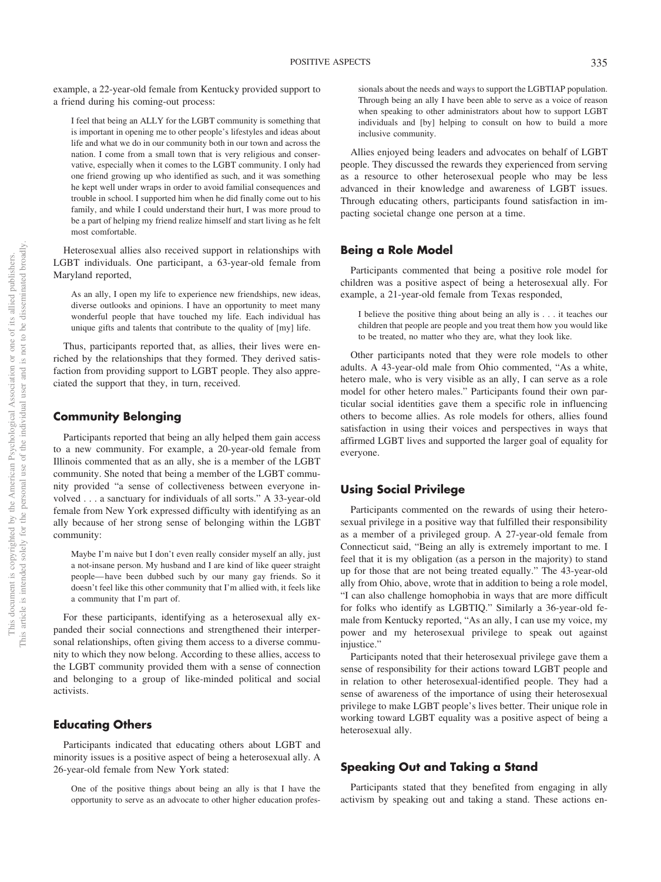example, a 22-year-old female from Kentucky provided support to a friend during his coming-out process:

> I feel that being an ALLY for the LGBT community is something that is important in opening me to other people's lifestyles and ideas about life and what we do in our community both in our town and across the nation. I come from a small town that is very religious and conservative, especially when it comes to the LGBT community. I only had one friend growing up who identified as such, and it was something he kept well under wraps in order to avoid familial consequences and trouble in school. I supported him when he did finally come out to his family, and while I could understand their hurt, I was more proud to be a part of helping my friend realize himself and start living as he felt most comfortable.

Heterosexual allies also received support in relationships with LGBT individuals. One participant, a 63-year-old female from Maryland reported,

> As an ally, I open my life to experience new friendships, new ideas, diverse outlooks and opinions. I have an opportunity to meet many wonderful people that have touched my life. Each individual has unique gifts and talents that contribute to the quality of [my] life.

Thus, participants reported that, as allies, their lives were enriched by the relationships that they formed. They derived satisfaction from providing support to LGBT people. They also appreciated the support that they, in turn, received.

## Community Belonging

Participants reported that being an ally helped them gain access to a new community. For example, a 20-year-old female from Illinois commented that as an ally, she is a member of the LGBT community. She noted that being a member of the LGBT community provided "a sense of collectiveness between everyone involved . . . a sanctuary for individuals of all sorts." A 33-year-old female from New York expressed difficulty with identifying as an ally because of her strong sense of belonging within the LGBT community:

> Maybe I'm naive but I don't even really consider myself an ally, just a not-insane person. My husband and I are kind of like queer straight people—have been dubbed such by our many gay friends. So it doesn't feel like this other community that I'm allied with, it feels like a community that I'm part of.

For these participants, identifying as a heterosexual ally expanded their social connections and strengthened their interpersonal relationships, often giving them access to a diverse community to which they now belong. According to these allies, access to the LGBT community provided them with a sense of connection and belonging to a group of like-minded political and social activists.

## Educating Others

Participants indicated that educating others about LGBT and minority issues is a positive aspect of being a heterosexual ally. A 26-year-old female from New York stated:

> One of the positive things about being an ally is that I have the opportunity to serve as an advocate to other higher education professionals about the needs and ways to support the LGBTIAP population. Through being an ally I have been able to serve as a voice of reason when speaking to other administrators about how to support LGBT individuals and [by] helping to consult on how to build a more inclusive community.

Allies enjoyed being leaders and advocates on behalf of LGBT people. They discussed the rewards they experienced from serving as a resource to other heterosexual people who may be less advanced in their knowledge and awareness of LGBT issues. Through educating others, participants found satisfaction in impacting societal change one person at a time.

## Being a Role Model

Participants commented that being a positive role model for children was a positive aspect of being a heterosexual ally. For example, a 21-year-old female from Texas responded,

> I believe the positive thing about being an ally is . . . it teaches our children that people are people and you treat them how you would like to be treated, no matter who they are, what they look like.

Other participants noted that they were role models to other adults. A 43-year-old male from Ohio commented, "As a white, hetero male, who is very visible as an ally, I can serve as a role model for other hetero males." Participants found their own particular social identities gave them a specific role in influencing others to become allies. As role models for others, allies found satisfaction in using their voices and perspectives in ways that affirmed LGBT lives and supported the larger goal of equality for everyone.

## Using Social Privilege

Participants commented on the rewards of using their heterosexual privilege in a positive way that fulfilled their responsibility as a member of a privileged group. A 27-year-old female from Connecticut said, "Being an ally is extremely important to me. I feel that it is my obligation (as a person in the majority) to stand up for those that are not being treated equally." The 43-year-old ally from Ohio, above, wrote that in addition to being a role model, "I can also challenge homophobia in ways that are more difficult for folks who identify as LGBTIQ." Similarly a 36-year-old female from Kentucky reported, "As an ally, I can use my voice, my power and my heterosexual privilege to speak out against injustice."

Participants noted that their heterosexual privilege gave them a sense of responsibility for their actions toward LGBT people and in relation to other heterosexual-identified people. They had a sense of awareness of the importance of using their heterosexual privilege to make LGBT people's lives better. Their unique role in working toward LGBT equality was a positive aspect of being a heterosexual ally.

## Speaking Out and Taking a Stand

Participants stated that they benefited from engaging in ally activism by speaking out and taking a stand. These actions en-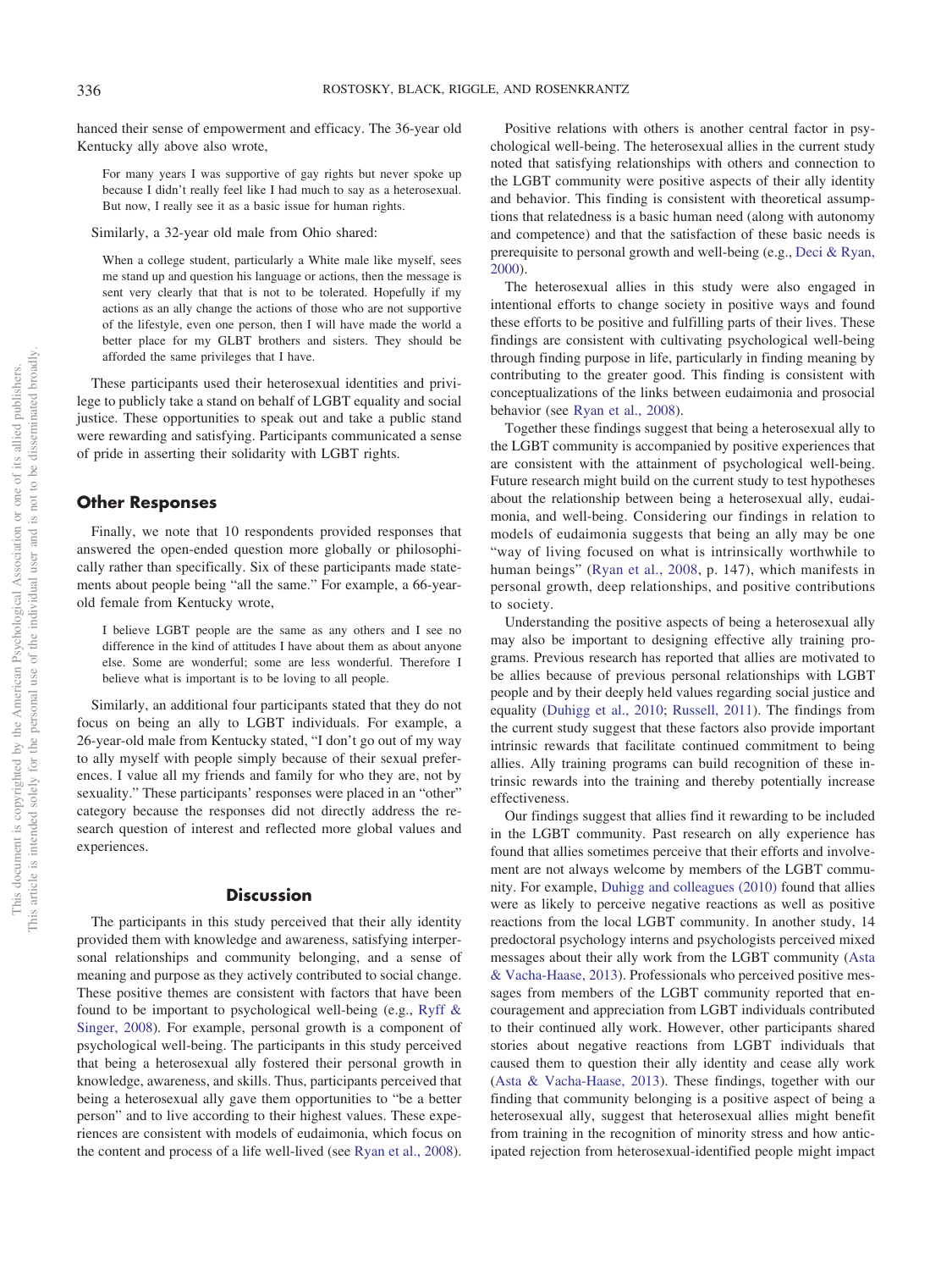hanced their sense of empowerment and efficacy. The 36-year old Kentucky ally above also wrote,

> For many years I was supportive of gay rights but never spoke up because I didn't really feel like I had much to say as a heterosexual. But now, I really see it as a basic issue for human rights.

Similarly, a 32-year old male from Ohio shared:

> When a college student, particularly a White male like myself, sees me stand up and question his language or actions, then the message is sent very clearly that that is not to be tolerated. Hopefully if my actions as an ally change the actions of those who are not supportive of the lifestyle, even one person, then I will have made the world a better place for my GLBT brothers and sisters. They should be afforded the same privileges that I have.

These participants used their heterosexual identities and privilege to publicly take a stand on behalf of LGBT equality and social justice. These opportunities to speak out and take a public stand were rewarding and satisfying. Participants communicated a sense of pride in asserting their solidarity with LGBT rights.

### Other Responses

Finally, we note that 10 respondents provided responses that answered the open-ended question more globally or philosophically rather than specifically. Six of these participants made statements about people being "all the same." For example, a 66-year-old female from Kentucky wrote,

> I believe LGBT people are the same as any others and I see no difference in the kind of attitudes I have about them as about anyone else. Some are wonderful; some are less wonderful. Therefore I believe what is important is to be loving to all people.

Similarly, an additional four participants stated that they do not focus on being an ally to LGBT individuals. For example, a 26-year-old male from Kentucky stated, "I don't go out of my way to ally myself with people simply because of their sexual preferences. I value all my friends and family for who they are, not by sexuality." These participants' responses were placed in an "other" category because the responses did not directly address the research question of interest and reflected more global values and experiences.

## Discussion

The participants in this study perceived that their ally identity provided them with knowledge and awareness, satisfying interpersonal relationships and community belonging, and a sense of meaning and purpose as they actively contributed to social change. These positive themes are consistent with factors that have been found to be important to psychological well-being (e.g., Ryff & Singer, 2008). For example, personal growth is a component of psychological well-being. The participants in this study perceived that being a heterosexual ally fostered their personal growth in knowledge, awareness, and skills. Thus, participants perceived that being a heterosexual ally gave them opportunities to "be a better person" and to live according to their highest values. These experiences are consistent with models of eudaimonia, which focus on the content and process of a life well-lived (see Ryan et al., 2008).

Positive relations with others is another central factor in psychological well-being. The heterosexual allies in the current study noted that satisfying relationships with others and connection to the LGBT community were positive aspects of their ally identity and behavior. This finding is consistent with theoretical assumptions that relatedness is a basic human need (along with autonomy and competence) and that the satisfaction of these basic needs is prerequisite to personal growth and well-being (e.g., Deci & Ryan, 2000).

The heterosexual allies in this study were also engaged in intentional efforts to change society in positive ways and found these efforts to be positive and fulfilling parts of their lives. These findings are consistent with cultivating psychological well-being through finding purpose in life, particularly in finding meaning by contributing to the greater good. This finding is consistent with conceptualizations of the links between eudaimonia and prosocial behavior (see Ryan et al., 2008).

Together these findings suggest that being a heterosexual ally to the LGBT community is accompanied by positive experiences that are consistent with the attainment of psychological well-being. Future research might build on the current study to test hypotheses about the relationship between being a heterosexual ally, eudaimonia, and well-being. Considering our findings in relation to models of eudaimonia suggests that being an ally may be one "way of living focused on what is intrinsically worthwhile to human beings" (Ryan et al., 2008, p. 147), which manifests in personal growth, deep relationships, and positive contributions to society.

Understanding the positive aspects of being a heterosexual ally may also be important to designing effective ally training programs. Previous research has reported that allies are motivated to be allies because of previous personal relationships with LGBT people and by their deeply held values regarding social justice and equality (Duhigg et al., 2010; Russell, 2011). The findings from the current study suggest that these factors also provide important intrinsic rewards that facilitate continued commitment to being allies. Ally training programs can build recognition of these intrinsic rewards into the training and thereby potentially increase effectiveness.

Our findings suggest that allies find it rewarding to be included in the LGBT community. Past research on ally experience has found that allies sometimes perceive that their efforts and involvement are not always welcome by members of the LGBT community. For example, Duhigg and colleagues (2010) found that allies were as likely to perceive negative reactions as well as positive reactions from the local LGBT community. In another study, 14 predoctoral psychology interns and psychologists perceived mixed messages about their ally work from the LGBT community (Asta & Vacha-Haase, 2013). Professionals who perceived positive messages from members of the LGBT community reported that encouragement and appreciation from LGBT individuals contributed to their continued ally work. However, other participants shared stories about negative reactions from LGBT individuals that caused them to question their ally identity and cease ally work (Asta & Vacha-Haase, 2013). These findings, together with our finding that community belonging is a positive aspect of being a heterosexual ally, suggest that heterosexual allies might benefit from training in the recognition of minority stress and how anticipated rejection from heterosexual-identified people might impact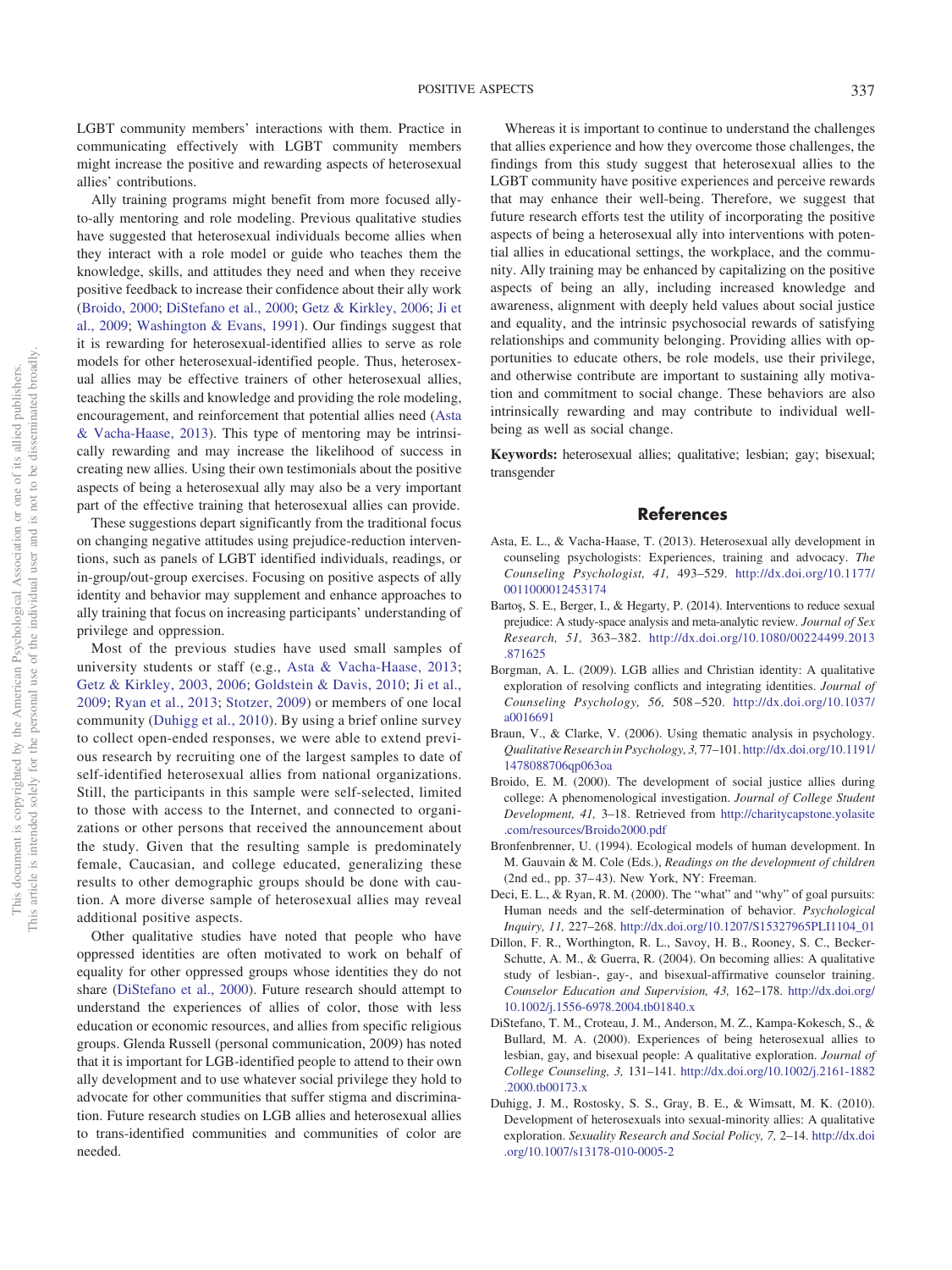LGBT community members' interactions with them. Practice in communicating effectively with LGBT community members might increase the positive and rewarding aspects of heterosexual allies' contributions.

Ally training programs might benefit from more focused ally-to-ally mentoring and role modeling. Previous qualitative studies have suggested that heterosexual individuals become allies when they interact with a role model or guide who teaches them the knowledge, skills, and attitudes they need and when they receive positive feedback to increase their confidence about their ally work (Broido, 2000; DiStefano et al., 2000; Getz & Kirkley, 2006; Ji et al., 2009; Washington & Evans, 1991). Our findings suggest that it is rewarding for heterosexual-identified allies to serve as role models for other heterosexual-identified people. Thus, heterosexual allies may be effective trainers of other heterosexual allies, teaching the skills and knowledge and providing the role modeling, encouragement, and reinforcement that potential allies need (Asta & Vacha-Haase, 2013). This type of mentoring may be intrinsically rewarding and may increase the likelihood of success in creating new allies. Using their own testimonials about the positive aspects of being a heterosexual ally may also be a very important part of the effective training that heterosexual allies can provide.

These suggestions depart significantly from the traditional focus on changing negative attitudes using prejudice-reduction interventions, such as panels of LGBT identified individuals, readings, or in-group/out-group exercises. Focusing on positive aspects of ally identity and behavior may supplement and enhance approaches to ally training that focus on increasing participants' understanding of privilege and oppression.

Most of the previous studies have used small samples of university students or staff (e.g., Asta & Vacha-Haase, 2013; Getz & Kirkley, 2003, 2006; Goldstein & Davis, 2010; Ji et al., 2009; Ryan et al., 2013; Stotzer, 2009) or members of one local community (Duhigg et al., 2010). By using a brief online survey to collect open-ended responses, we were able to extend previous research by recruiting one of the largest samples to date of self-identified heterosexual allies from national organizations. Still, the participants in this sample were self-selected, limited to those with access to the Internet, and connected to organizations or other persons that received the announcement about the study. Given that the resulting sample is predominately female, Caucasian, and college educated, generalizing these results to other demographic groups should be done with caution. A more diverse sample of heterosexual allies may reveal additional positive aspects.

Other qualitative studies have noted that people who have oppressed identities are often motivated to work on behalf of equality for other oppressed groups whose identities they do not share (DiStefano et al., 2000). Future research should attempt to understand the experiences of allies of color, those with less education or economic resources, and allies from specific religious groups. Glenda Russell (personal communication, 2009) has noted that it is important for LGB-identified people to attend to their own ally development and to use whatever social privilege they hold to advocate for other communities that suffer stigma and discrimination. Future research studies on LGB allies and heterosexual allies to trans-identified communities and communities of color are needed.

Whereas it is important to continue to understand the challenges that allies experience and how they overcome those challenges, the findings from this study suggest that heterosexual allies to the LGBT community have positive experiences and perceive rewards that may enhance their well-being. Therefore, we suggest that future research efforts test the utility of incorporating the positive aspects of being a heterosexual ally into interventions with potential allies in educational settings, the workplace, and the community. Ally training may be enhanced by capitalizing on the positive aspects of being an ally, including increased knowledge and awareness, alignment with deeply held values about social justice and equality, and the intrinsic psychosocial rewards of satisfying relationships and community belonging. Providing allies with opportunities to educate others, be role models, use their privilege, and otherwise contribute are important to sustaining ally motivation and commitment to social change. These behaviors are also intrinsically rewarding and may contribute to individual well-being as well as social change.

**Keywords:** heterosexual allies; qualitative; lesbian; gay; bisexual; transgender

## References

Asta, E. L., & Vacha-Haase, T. (2013). Heterosexual ally development in counseling psychologists: Experiences, training and advocacy. *The Counseling Psychologist, 41,* 493–529. http://dx.doi.org/10.1177/0011000012453174

Bartoş, S. E., Berger, I., & Hegarty, P. (2014). Interventions to reduce sexual prejudice: A study-space analysis and meta-analytic review. *Journal of Sex Research, 51,* 363–382. http://dx.doi.org/10.1080/00224499.2013.871625

Borgman, A. L. (2009). LGB allies and Christian identity: A qualitative exploration of resolving conflicts and integrating identities. *Journal of Counseling Psychology, 56,* 508–520. http://dx.doi.org/10.1037/a0016691

Braun, V., & Clarke, V. (2006). Using thematic analysis in psychology. *Qualitative Research in Psychology, 3,* 77–101. http://dx.doi.org/10.1191/1478088706qp063oa

Broido, E. M. (2000). The development of social justice allies during college: A phenomenological investigation. *Journal of College Student Development, 41,* 3–18. Retrieved from http://charitycapstone.yolasite.com/resources/Broido2000.pdf

Bronfenbrenner, U. (1994). Ecological models of human development. In M. Gauvain & M. Cole (Eds.), *Readings on the development of children* (2nd ed., pp. 37–43). New York, NY: Freeman.

Deci, E. L., & Ryan, R. M. (2000). The "what" and "why" of goal pursuits: Human needs and the self-determination of behavior. *Psychological Inquiry, 11,* 227–268. http://dx.doi.org/10.1207/S15327965PLI1104_01

Dillon, F. R., Worthington, R. L., Savoy, H. B., Rooney, S. C., Becker-Schutte, A. M., & Guerra, R. (2004). On becoming allies: A qualitative study of lesbian-, gay-, and bisexual-affirmative counselor training. *Counselor Education and Supervision, 43,* 162–178. http://dx.doi.org/10.1002/j.1556-6978.2004.tb01840.x

DiStefano, T. M., Croteau, J. M., Anderson, M. Z., Kampa-Kokesch, S., & Bullard, M. A. (2000). Experiences of being heterosexual allies to lesbian, gay, and bisexual people: A qualitative exploration. *Journal of College Counseling, 3,* 131–141. http://dx.doi.org/10.1002/j.2161-1882.2000.tb00173.x

Duhigg, J. M., Rostosky, S. S., Gray, B. E., & Wimsatt, M. K. (2010). Development of heterosexuals into sexual-minority allies: A qualitative exploration. *Sexuality Research and Social Policy, 7,* 2–14. http://dx.doi.org/10.1007/s13178-010-0005-2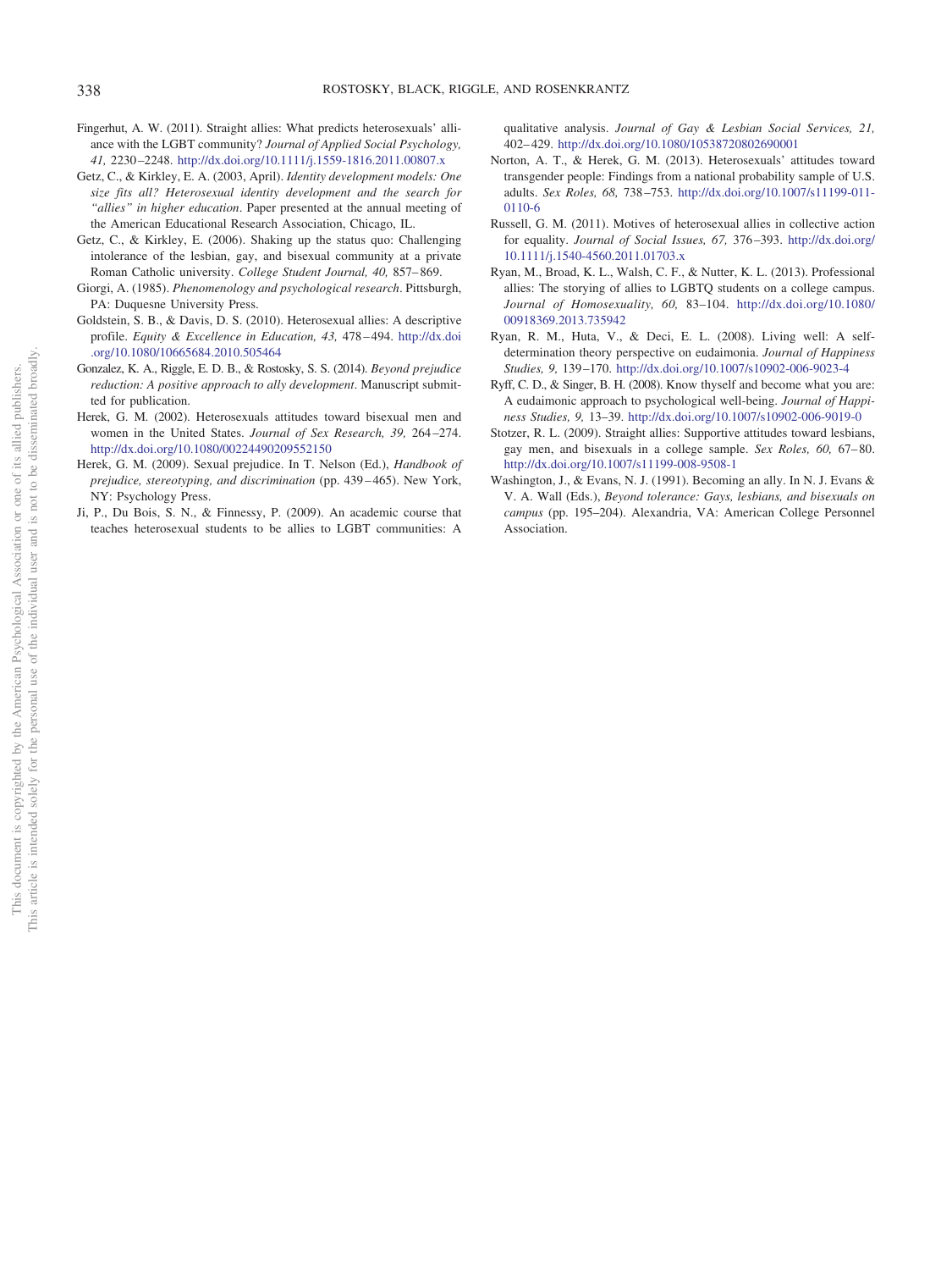Fingerhut, A. W. (2011). Straight allies: What predicts heterosexuals' alliance with the LGBT community? *Journal of Applied Social Psychology, 41,* 2230–2248. http://dx.doi.org/10.1111/j.1559-1816.2011.00807.x

Getz, C., & Kirkley, E. A. (2003, April). *Identity development models: One size fits all? Heterosexual identity development and the search for "allies" in higher education*. Paper presented at the annual meeting of the American Educational Research Association, Chicago, IL.

Getz, C., & Kirkley, E. (2006). Shaking up the status quo: Challenging intolerance of the lesbian, gay, and bisexual community at a private Roman Catholic university. *College Student Journal, 40,* 857–869.

Giorgi, A. (1985). *Phenomenology and psychological research*. Pittsburgh, PA: Duquesne University Press.

Goldstein, S. B., & Davis, D. S. (2010). Heterosexual allies: A descriptive profile. *Equity & Excellence in Education, 43,* 478–494. http://dx.doi.org/10.1080/10665684.2010.505464

Gonzalez, K. A., Riggle, E. D. B., & Rostosky, S. S. (2014). *Beyond prejudice reduction: A positive approach to ally development*. Manuscript submitted for publication.

Herek, G. M. (2002). Heterosexuals attitudes toward bisexual men and women in the United States. *Journal of Sex Research, 39,* 264–274. http://dx.doi.org/10.1080/00224490209552150

Herek, G. M. (2009). Sexual prejudice. In T. Nelson (Ed.), *Handbook of prejudice, stereotyping, and discrimination* (pp. 439–465). New York, NY: Psychology Press.

Ji, P., Du Bois, S. N., & Finnessy, P. (2009). An academic course that teaches heterosexual students to be allies to LGBT communities: A qualitative analysis. *Journal of Gay & Lesbian Social Services, 21,* 402–429. http://dx.doi.org/10.1080/10538720802690001

Norton, A. T., & Herek, G. M. (2013). Heterosexuals' attitudes toward transgender people: Findings from a national probability sample of U.S. adults. *Sex Roles, 68,* 738–753. http://dx.doi.org/10.1007/s11199-011-0110-6

Russell, G. M. (2011). Motives of heterosexual allies in collective action for equality. *Journal of Social Issues, 67,* 376–393. http://dx.doi.org/10.1111/j.1540-4560.2011.01703.x

Ryan, M., Broad, K. L., Walsh, C. F., & Nutter, K. L. (2013). Professional allies: The storying of allies to LGBTQ students on a college campus. *Journal of Homosexuality, 60,* 83–104. http://dx.doi.org/10.1080/00918369.2013.735942

Ryan, R. M., Huta, V., & Deci, E. L. (2008). Living well: A self-determination theory perspective on eudaimonia. *Journal of Happiness Studies, 9,* 139–170. http://dx.doi.org/10.1007/s10902-006-9023-4

Ryff, C. D., & Singer, B. H. (2008). Know thyself and become what you are: A eudaimonic approach to psychological well-being. *Journal of Happiness Studies, 9,* 13–39. http://dx.doi.org/10.1007/s10902-006-9019-0

Stotzer, R. L. (2009). Straight allies: Supportive attitudes toward lesbians, gay men, and bisexuals in a college sample. *Sex Roles, 60,* 67–80. http://dx.doi.org/10.1007/s11199-008-9508-1

Washington, J., & Evans, N. J. (1991). Becoming an ally. In N. J. Evans & V. A. Wall (Eds.), *Beyond tolerance: Gays, lesbians, and bisexuals on campus* (pp. 195–204). Alexandria, VA: American College Personnel Association.